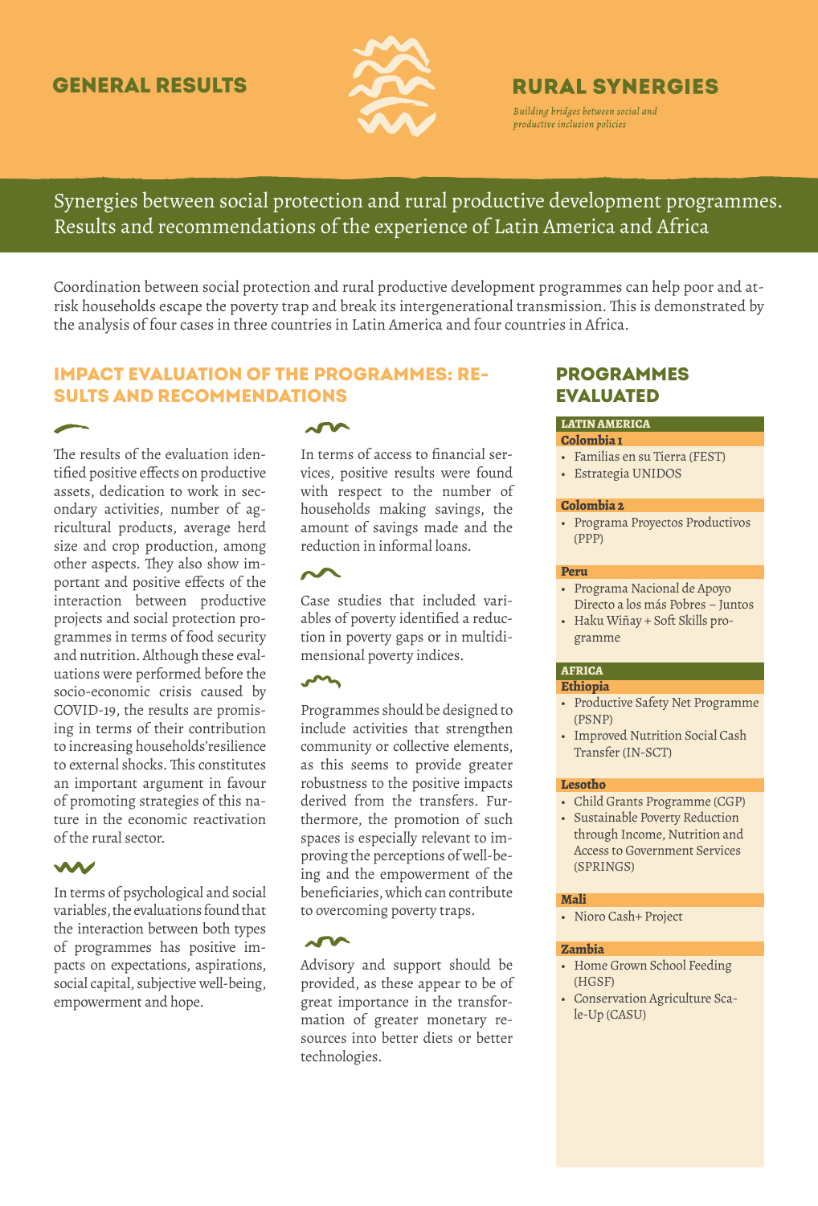GENERAL RESULTS

# RURAL SYNERGIES

*Building bridges between social and productive inclusion policies*

## Synergies between social protection and rural productive development programmes. Results and recommendations of the experience of Latin America and Africa

Coordination between social protection and rural productive development programmes can help poor and at-risk households escape the poverty trap and break its intergenerational transmission. This is demonstrated by the analysis of four cases in three countries in Latin America and four countries in Africa.

## IMPACT EVALUATION OF THE PROGRAMMES: RESULTS AND RECOMMENDATIONS

The results of the evaluation identified positive effects on productive assets, dedication to work in secondary activities, number of agricultural products, average herd size and crop production, among other aspects. They also show important and positive effects of the interaction between productive projects and social protection programmes in terms of food security and nutrition. Although these evaluations were performed before the socio-economic crisis caused by COVID-19, the results are promising in terms of their contribution to increasing households' resilience to external shocks. This constitutes an important argument in favour of promoting strategies of this nature in the economic reactivation of the rural sector.

In terms of psychological and social variables, the evaluations found that the interaction between both types of programmes has positive impacts on expectations, aspirations, social capital, subjective well-being, empowerment and hope.

In terms of access to financial services, positive results were found with respect to the number of households making savings, the amount of savings made and the reduction in informal loans.

Case studies that included variables of poverty identified a reduction in poverty gaps or in multidimensional poverty indices.

Programmes should be designed to include activities that strengthen community or collective elements, as this seems to provide greater robustness to the positive impacts derived from the transfers. Furthermore, the promotion of such spaces is especially relevant to improving the perceptions of well-being and the empowerment of the beneficiaries, which can contribute to overcoming poverty traps.

Advisory and support should be provided, as these appear to be of great importance in the transformation of greater monetary resources into better diets or better technologies.

## PROGRAMMES EVALUATED

**LATIN AMERICA**

**Colombia 1**
- Familias en su Tierra (FEST)
- Estrategia UNIDOS

**Colombia 2**
- Programa Proyectos Productivos (PPP)

**Peru**
- Programa Nacional de Apoyo Directo a los más Pobres – Juntos
- Haku Wiñay + Soft Skills programme

**AFRICA**

**Ethiopia**
- Productive Safety Net Programme (PSNP)
- Improved Nutrition Social Cash Transfer (IN-SCT)

**Lesotho**
- Child Grants Programme (CGP)
- Sustainable Poverty Reduction through Income, Nutrition and Access to Government Services (SPRINGS)

**Mali**
- Nioro Cash+ Project

**Zambia**
- Home Grown School Feeding (HGSF)
- Conservation Agriculture Scale-Up (CASU)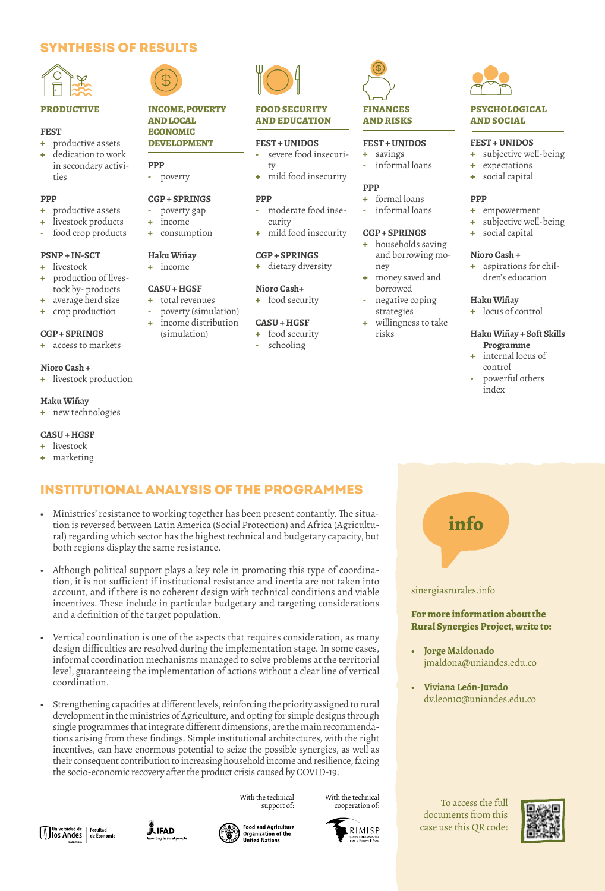## SYNTHESIS OF RESULTS

### PRODUCTIVE

**FEST**
- \+ productive assets
- \+ dedication to work in secondary activities

**PPP**
- \+ productive assets
- \+ livestock products
- \- food crop products

**PSNP + IN-SCT**
- \+ livestock
- \+ production of livestock by- products
- \+ average herd size
- \+ crop production

**CGP + SPRINGS**
- \+ access to markets

**Nioro Cash +**
- \+ livestock production

**Haku Wiñay**
- \+ new technologies

**CASU + HGSF**
- \+ livestock
- \+ marketing

### INCOME, POVERTY AND LOCAL ECONOMIC DEVELOPMENT

**PPP**
- \- poverty

**CGP + SPRINGS**
- \- poverty gap
- \+ income
- \+ consumption

**Haku Wiñay**
- \+ income

**CASU + HGSF**
- \+ total revenues
- \- poverty (simulation)
- \+ income distribution (simulation)

### FOOD SECURITY AND EDUCATION

**FEST + UNIDOS**
- \- severe food insecurity
- \+ mild food insecurity

**PPP**
- \- moderate food insecurity
- \+ mild food insecurity

**CGP + SPRINGS**
- \+ dietary diversity

**Nioro Cash+**
- \+ food security

**CASU + HGSF**
- \+ food security
- \- schooling

### FINANCES AND RISKS

**FEST + UNIDOS**
- \+ savings
- \- informal loans

**PPP**
- \+ formal loans
- \- informal loans

**CGP + SPRINGS**
- \+ households saving and borrowing money
- \+ money saved and borrowed
- \- negative coping strategies
- \+ willingness to take risks

### PSYCHOLOGICAL AND SOCIAL

**FEST + UNIDOS**
- \+ subjective well-being
- \+ expectations
- \+ social capital

**PPP**
- \+ empowerment
- \+ subjective well-being
- \+ social capital

**Nioro Cash +**
- \+ aspirations for children's education

**Haku Wiñay**
- \+ locus of control

**Haku Wiñay + Soft Skills Programme**
- \+ internal locus of control
- \- powerful others index

## INSTITUTIONAL ANALYSIS OF THE PROGRAMMES

- Ministries' resistance to working together has been present contantly. The situation is reversed between Latin America (Social Protection) and Africa (Agricultural) regarding which sector has the highest technical and budgetary capacity, but both regions display the same resistance.
- Although political support plays a key role in promoting this type of coordination, it is not sufficient if institutional resistance and inertia are not taken into account, and if there is no coherent design with technical conditions and viable incentives. These include in particular budgetary and targeting considerations and a definition of the target population.
- Vertical coordination is one of the aspects that requires consideration, as many design difficulties are resolved during the implementation stage. In some cases, informal coordination mechanisms managed to solve problems at the territorial level, guaranteeing the implementation of actions without a clear line of vertical coordination.
- Strengthening capacities at different levels, reinforcing the priority assigned to rural development in the ministries of Agriculture, and opting for simple designs through single programmes that integrate different dimensions, are the main recommendations arising from these findings. Simple institutional architectures, with the right incentives, can have enormous potential to seize the possible synergies, as well as their consequent contribution to increasing household income and resilience, facing the socio-economic recovery after the product crisis caused by COVID-19.

## info

sinergiasrurales.info

**For more information about the Rural Synergies Project, write to:**

- **Jorge Maldonado** jmaldona@uniandes.edu.co
- **Viviana León-Jurado** dv.leon10@uniandes.edu.co

To access the full documents from this case use this QR code:

Universidad de los Andes Colombia | Facultad de Economía

IFAD Investing in rural people

With the technical support of: Food and Agriculture Organization of the United Nations

With the technical cooperation of: RIMISP Centro Latinoamericano para el Desarrollo Rural